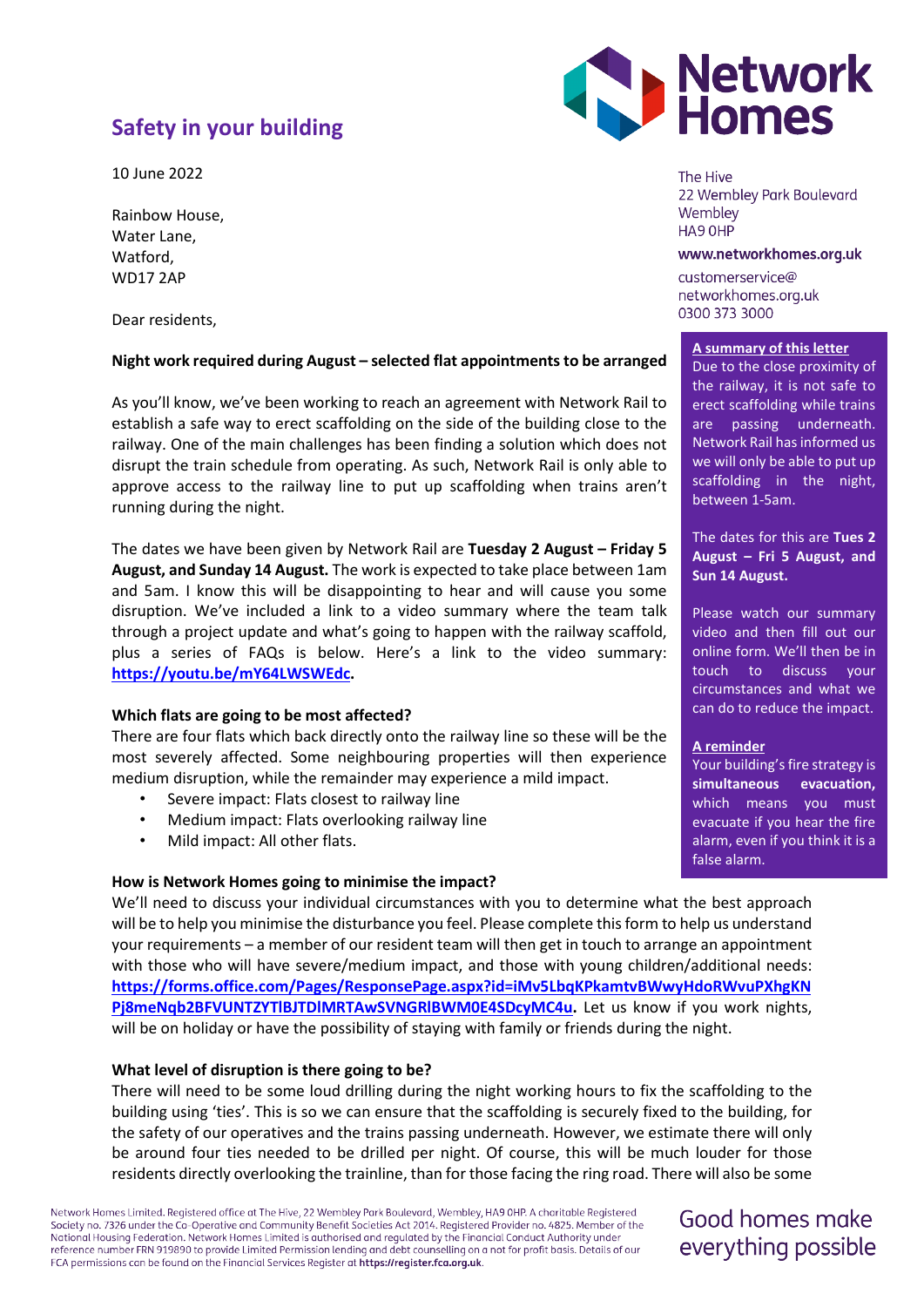# Safety in your building

10 June 2022

Rainbow House,
Water Lane,
Watford,
WD17 2AP

The Hive
22 Wembley Park Boulevard
Wembley
HA9 0HP

www.networkhomes.org.uk

customerservice@networkhomes.org.uk
0300 373 3000

Dear residents,

**Night work required during August – selected flat appointments to be arranged**

As you'll know, we've been working to reach an agreement with Network Rail to establish a safe way to erect scaffolding on the side of the building close to the railway. One of the main challenges has been finding a solution which does not disrupt the train schedule from operating. As such, Network Rail is only able to approve access to the railway line to put up scaffolding when trains aren't running during the night.

The dates we have been given by Network Rail are **Tuesday 2 August – Friday 5 August, and Sunday 14 August.** The work is expected to take place between 1am and 5am. I know this will be disappointing to hear and will cause you some disruption. We've included a link to a video summary where the team talk through a project update and what's going to happen with the railway scaffold, plus a series of FAQs is below. Here's a link to the video summary: **https://youtu.be/mY64LWSWEdc.**

**Which flats are going to be most affected?**

There are four flats which back directly onto the railway line so these will be the most severely affected. Some neighbouring properties will then experience medium disruption, while the remainder may experience a mild impact.

- Severe impact: Flats closest to railway line
- Medium impact: Flats overlooking railway line
- Mild impact: All other flats.

**How is Network Homes going to minimise the impact?**

We'll need to discuss your individual circumstances with you to determine what the best approach will be to help you minimise the disturbance you feel. Please complete this form to help us understand your requirements – a member of our resident team will then get in touch to arrange an appointment with those who will have severe/medium impact, and those with young children/additional needs: **https://forms.office.com/Pages/ResponsePage.aspx?id=iMv5LbqKPkamtvBWwyHdoRWvuPXhgKNPj8meNqb2BFVUNTZYTlBJTDlMRTAwSVNGRlBWM0E4SDcyMC4u.** Let us know if you work nights, will be on holiday or have the possibility of staying with family or friends during the night.

**What level of disruption is there going to be?**

There will need to be some loud drilling during the night working hours to fix the scaffolding to the building using 'ties'. This is so we can ensure that the scaffolding is securely fixed to the building, for the safety of our operatives and the trains passing underneath. However, we estimate there will only be around four ties needed to be drilled per night. Of course, this will be much louder for those residents directly overlooking the trainline, than for those facing the ring road. There will also be some

**A summary of this letter**

Due to the close proximity of the railway, it is not safe to erect scaffolding while trains are passing underneath. Network Rail has informed us we will only be able to put up scaffolding in the night, between 1-5am.

The dates for this are **Tues 2 August – Fri 5 August, and Sun 14 August.**

Please watch our summary video and then fill out our online form. We'll then be in touch to discuss your circumstances and what we can do to reduce the impact.

**A reminder**

Your building's fire strategy is **simultaneous evacuation,** which means you must evacuate if you hear the fire alarm, even if you think it is a false alarm.

Network Homes Limited. Registered office at The Hive, 22 Wembley Park Boulevard, Wembley, HA9 0HP. A charitable Registered Society no. 7326 under the Co-Operative and Community Benefit Societies Act 2014. Registered Provider no. 4825. Member of the National Housing Federation. Network Homes Limited is authorised and regulated by the Financial Conduct Authority under reference number FRN 919890 to provide Limited Permission lending and debt counselling on a not for profit basis. Details of our FCA permissions can be found on the Financial Services Register at **https://register.fca.org.uk**.

Good homes make everything possible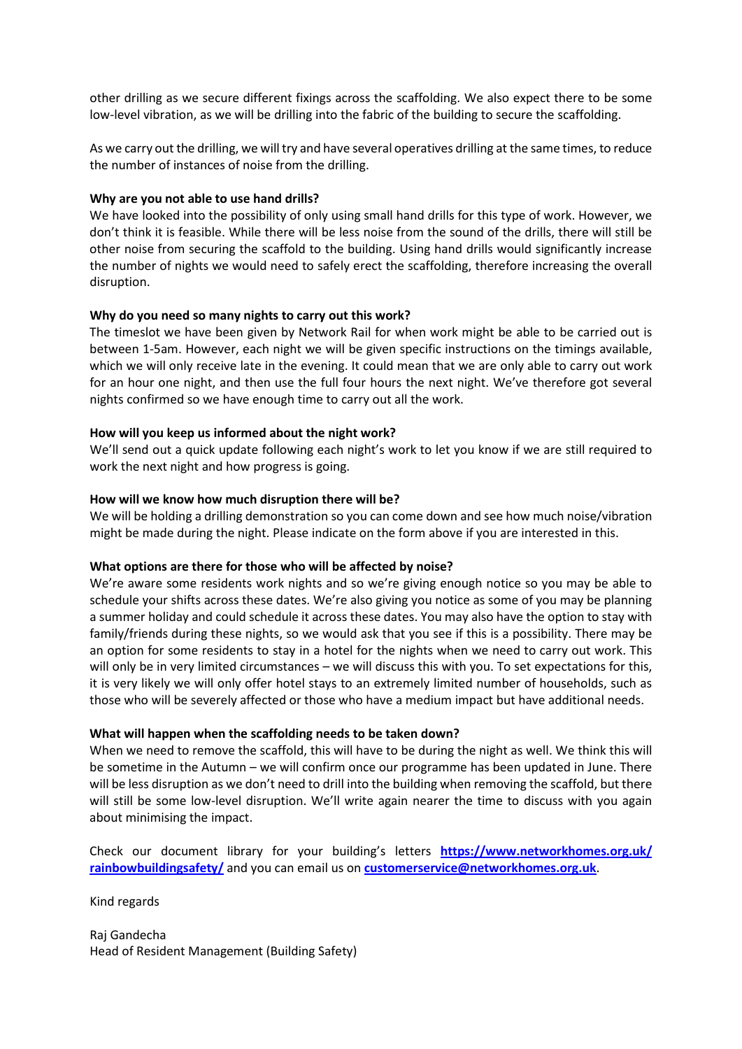other drilling as we secure different fixings across the scaffolding. We also expect there to be some low-level vibration, as we will be drilling into the fabric of the building to secure the scaffolding.

As we carry out the drilling, we will try and have several operatives drilling at the same times, to reduce the number of instances of noise from the drilling.

**Why are you not able to use hand drills?**
We have looked into the possibility of only using small hand drills for this type of work. However, we don't think it is feasible. While there will be less noise from the sound of the drills, there will still be other noise from securing the scaffold to the building. Using hand drills would significantly increase the number of nights we would need to safely erect the scaffolding, therefore increasing the overall disruption.

**Why do you need so many nights to carry out this work?**
The timeslot we have been given by Network Rail for when work might be able to be carried out is between 1-5am. However, each night we will be given specific instructions on the timings available, which we will only receive late in the evening. It could mean that we are only able to carry out work for an hour one night, and then use the full four hours the next night. We've therefore got several nights confirmed so we have enough time to carry out all the work.

**How will you keep us informed about the night work?**
We'll send out a quick update following each night's work to let you know if we are still required to work the next night and how progress is going.

**How will we know how much disruption there will be?**
We will be holding a drilling demonstration so you can come down and see how much noise/vibration might be made during the night. Please indicate on the form above if you are interested in this.

**What options are there for those who will be affected by noise?**
We're aware some residents work nights and so we're giving enough notice so you may be able to schedule your shifts across these dates. We're also giving you notice as some of you may be planning a summer holiday and could schedule it across these dates. You may also have the option to stay with family/friends during these nights, so we would ask that you see if this is a possibility. There may be an option for some residents to stay in a hotel for the nights when we need to carry out work. This will only be in very limited circumstances – we will discuss this with you. To set expectations for this, it is very likely we will only offer hotel stays to an extremely limited number of households, such as those who will be severely affected or those who have a medium impact but have additional needs.

**What will happen when the scaffolding needs to be taken down?**
When we need to remove the scaffold, this will have to be during the night as well. We think this will be sometime in the Autumn – we will confirm once our programme has been updated in June. There will be less disruption as we don't need to drill into the building when removing the scaffold, but there will still be some low-level disruption. We'll write again nearer the time to discuss with you again about minimising the impact.

Check our document library for your building's letters **https://www.networkhomes.org.uk/rainbowbuildingsafety/** and you can email us on **customerservice@networkhomes.org.uk**.

Kind regards

Raj Gandecha
Head of Resident Management (Building Safety)